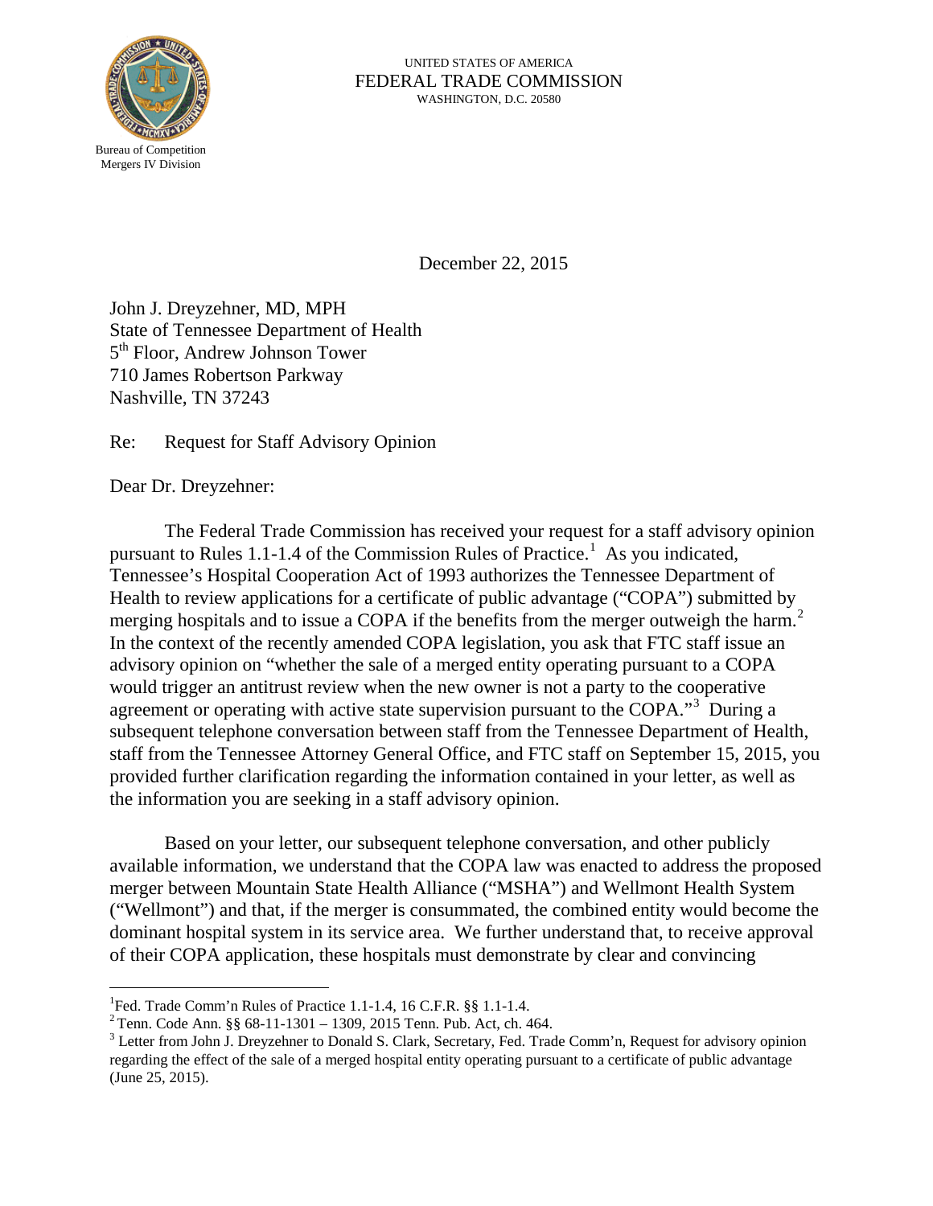Bureau of Competition
Mergers IV Division

UNITED STATES OF AMERICA
FEDERAL TRADE COMMISSION
WASHINGTON, D.C. 20580

December 22, 2015

John J. Dreyzehner, MD, MPH
State of Tennessee Department of Health
5th Floor, Andrew Johnson Tower
710 James Robertson Parkway
Nashville, TN 37243

Re: Request for Staff Advisory Opinion

Dear Dr. Dreyzehner:

The Federal Trade Commission has received your request for a staff advisory opinion pursuant to Rules 1.1-1.4 of the Commission Rules of Practice.[1] As you indicated, Tennessee's Hospital Cooperation Act of 1993 authorizes the Tennessee Department of Health to review applications for a certificate of public advantage ("COPA") submitted by merging hospitals and to issue a COPA if the benefits from the merger outweigh the harm.[2] In the context of the recently amended COPA legislation, you ask that FTC staff issue an advisory opinion on "whether the sale of a merged entity operating pursuant to a COPA would trigger an antitrust review when the new owner is not a party to the cooperative agreement or operating with active state supervision pursuant to the COPA."[3] During a subsequent telephone conversation between staff from the Tennessee Department of Health, staff from the Tennessee Attorney General Office, and FTC staff on September 15, 2015, you provided further clarification regarding the information contained in your letter, as well as the information you are seeking in a staff advisory opinion.

Based on your letter, our subsequent telephone conversation, and other publicly available information, we understand that the COPA law was enacted to address the proposed merger between Mountain State Health Alliance ("MSHA") and Wellmont Health System ("Wellmont") and that, if the merger is consummated, the combined entity would become the dominant hospital system in its service area. We further understand that, to receive approval of their COPA application, these hospitals must demonstrate by clear and convincing

---

[1] Fed. Trade Comm'n Rules of Practice 1.1-1.4, 16 C.F.R. §§ 1.1-1.4.

[2] Tenn. Code Ann. §§ 68-11-1301 – 1309, 2015 Tenn. Pub. Act, ch. 464.

[3] Letter from John J. Dreyzehner to Donald S. Clark, Secretary, Fed. Trade Comm'n, Request for advisory opinion regarding the effect of the sale of a merged hospital entity operating pursuant to a certificate of public advantage (June 25, 2015).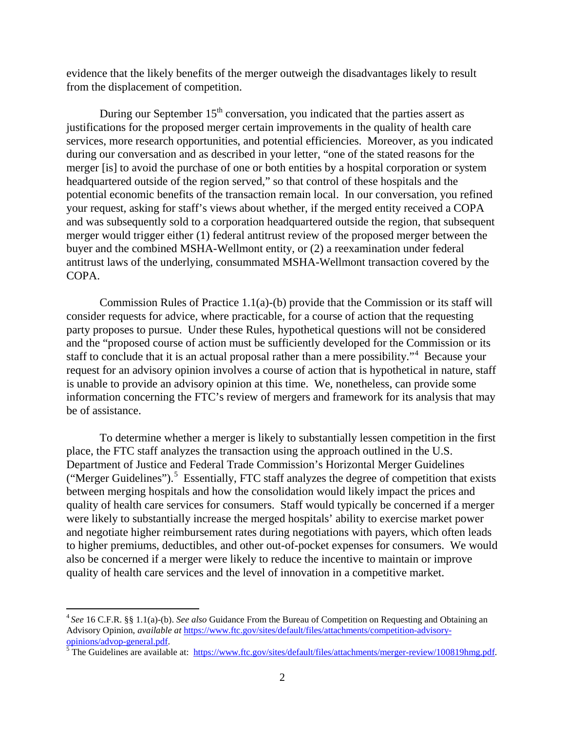evidence that the likely benefits of the merger outweigh the disadvantages likely to result from the displacement of competition.

During our September 15th conversation, you indicated that the parties assert as justifications for the proposed merger certain improvements in the quality of health care services, more research opportunities, and potential efficiencies. Moreover, as you indicated during our conversation and as described in your letter, "one of the stated reasons for the merger [is] to avoid the purchase of one or both entities by a hospital corporation or system headquartered outside of the region served," so that control of these hospitals and the potential economic benefits of the transaction remain local. In our conversation, you refined your request, asking for staff's views about whether, if the merged entity received a COPA and was subsequently sold to a corporation headquartered outside the region, that subsequent merger would trigger either (1) federal antitrust review of the proposed merger between the buyer and the combined MSHA-Wellmont entity, or (2) a reexamination under federal antitrust laws of the underlying, consummated MSHA-Wellmont transaction covered by the COPA.

Commission Rules of Practice 1.1(a)-(b) provide that the Commission or its staff will consider requests for advice, where practicable, for a course of action that the requesting party proposes to pursue. Under these Rules, hypothetical questions will not be considered and the "proposed course of action must be sufficiently developed for the Commission or its staff to conclude that it is an actual proposal rather than a mere possibility."[4] Because your request for an advisory opinion involves a course of action that is hypothetical in nature, staff is unable to provide an advisory opinion at this time. We, nonetheless, can provide some information concerning the FTC's review of mergers and framework for its analysis that may be of assistance.

To determine whether a merger is likely to substantially lessen competition in the first place, the FTC staff analyzes the transaction using the approach outlined in the U.S. Department of Justice and Federal Trade Commission's Horizontal Merger Guidelines ("Merger Guidelines").[5] Essentially, FTC staff analyzes the degree of competition that exists between merging hospitals and how the consolidation would likely impact the prices and quality of health care services for consumers. Staff would typically be concerned if a merger were likely to substantially increase the merged hospitals' ability to exercise market power and negotiate higher reimbursement rates during negotiations with payers, which often leads to higher premiums, deductibles, and other out-of-pocket expenses for consumers. We would also be concerned if a merger were likely to reduce the incentive to maintain or improve quality of health care services and the level of innovation in a competitive market.

---

[4] *See* 16 C.F.R. §§ 1.1(a)-(b). *See also* Guidance From the Bureau of Competition on Requesting and Obtaining an Advisory Opinion, *available at* https://www.ftc.gov/sites/default/files/attachments/competition-advisory-opinions/advop-general.pdf.

[5] The Guidelines are available at: https://www.ftc.gov/sites/default/files/attachments/merger-review/100819hmg.pdf.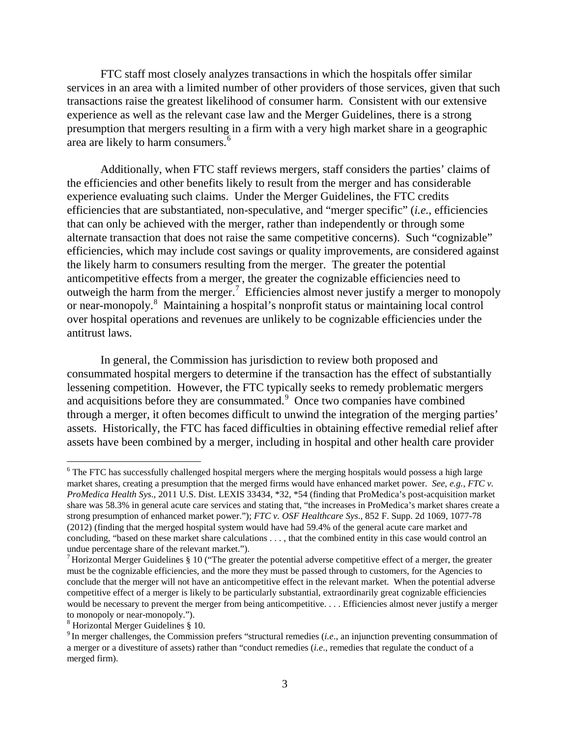FTC staff most closely analyzes transactions in which the hospitals offer similar services in an area with a limited number of other providers of those services, given that such transactions raise the greatest likelihood of consumer harm. Consistent with our extensive experience as well as the relevant case law and the Merger Guidelines, there is a strong presumption that mergers resulting in a firm with a very high market share in a geographic area are likely to harm consumers.[6]

Additionally, when FTC staff reviews mergers, staff considers the parties' claims of the efficiencies and other benefits likely to result from the merger and has considerable experience evaluating such claims. Under the Merger Guidelines, the FTC credits efficiencies that are substantiated, non-speculative, and "merger specific" (*i.e.*, efficiencies that can only be achieved with the merger, rather than independently or through some alternate transaction that does not raise the same competitive concerns). Such "cognizable" efficiencies, which may include cost savings or quality improvements, are considered against the likely harm to consumers resulting from the merger. The greater the potential anticompetitive effects from a merger, the greater the cognizable efficiencies need to outweigh the harm from the merger.[7] Efficiencies almost never justify a merger to monopoly or near-monopoly.[8] Maintaining a hospital's nonprofit status or maintaining local control over hospital operations and revenues are unlikely to be cognizable efficiencies under the antitrust laws.

In general, the Commission has jurisdiction to review both proposed and consummated hospital mergers to determine if the transaction has the effect of substantially lessening competition. However, the FTC typically seeks to remedy problematic mergers and acquisitions before they are consummated.[9] Once two companies have combined through a merger, it often becomes difficult to unwind the integration of the merging parties' assets. Historically, the FTC has faced difficulties in obtaining effective remedial relief after assets have been combined by a merger, including in hospital and other health care provider

---

[6] The FTC has successfully challenged hospital mergers where the merging hospitals would possess a high large market shares, creating a presumption that the merged firms would have enhanced market power. *See, e.g.*, *FTC v. ProMedica Health Sys*., 2011 U.S. Dist. LEXIS 33434, *32, *54 (finding that ProMedica's post-acquisition market share was 58.3% in general acute care services and stating that, "the increases in ProMedica's market shares create a strong presumption of enhanced market power."); *FTC v. OSF Healthcare Sys*., 852 F. Supp. 2d 1069, 1077-78 (2012) (finding that the merged hospital system would have had 59.4% of the general acute care market and concluding, "based on these market share calculations . . . , that the combined entity in this case would control an undue percentage share of the relevant market.").

[7] Horizontal Merger Guidelines § 10 ("The greater the potential adverse competitive effect of a merger, the greater must be the cognizable efficiencies, and the more they must be passed through to customers, for the Agencies to conclude that the merger will not have an anticompetitive effect in the relevant market. When the potential adverse competitive effect of a merger is likely to be particularly substantial, extraordinarily great cognizable efficiencies would be necessary to prevent the merger from being anticompetitive. . . . Efficiencies almost never justify a merger to monopoly or near-monopoly.").

[8] Horizontal Merger Guidelines § 10.

[9] In merger challenges, the Commission prefers "structural remedies (*i.e*., an injunction preventing consummation of a merger or a divestiture of assets) rather than "conduct remedies (*i.e*., remedies that regulate the conduct of a merged firm).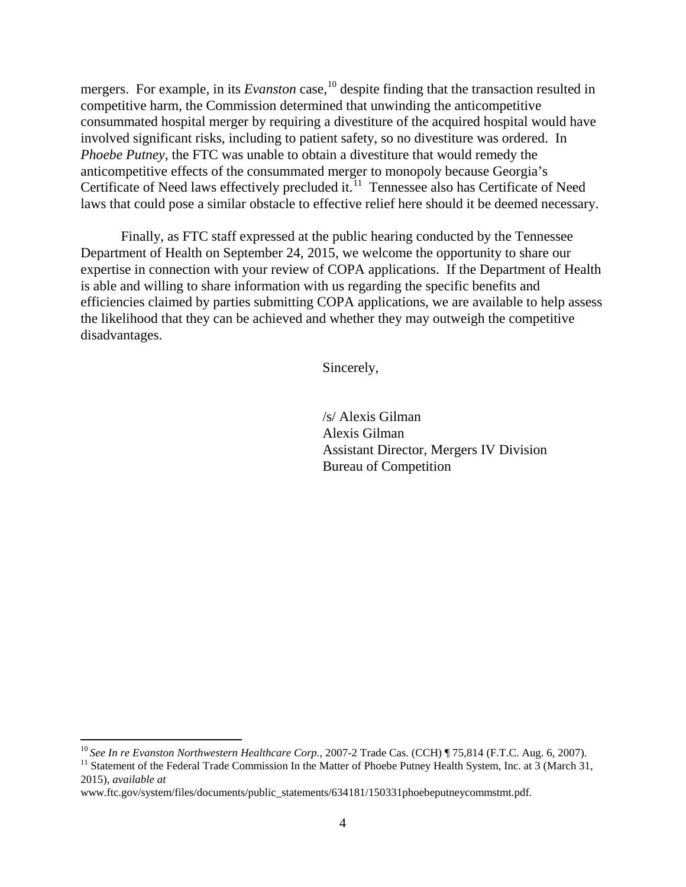mergers. For example, in its *Evanston* case,[10] despite finding that the transaction resulted in competitive harm, the Commission determined that unwinding the anticompetitive consummated hospital merger by requiring a divestiture of the acquired hospital would have involved significant risks, including to patient safety, so no divestiture was ordered. In *Phoebe Putney*, the FTC was unable to obtain a divestiture that would remedy the anticompetitive effects of the consummated merger to monopoly because Georgia's Certificate of Need laws effectively precluded it.[11] Tennessee also has Certificate of Need laws that could pose a similar obstacle to effective relief here should it be deemed necessary.

Finally, as FTC staff expressed at the public hearing conducted by the Tennessee Department of Health on September 24, 2015, we welcome the opportunity to share our expertise in connection with your review of COPA applications. If the Department of Health is able and willing to share information with us regarding the specific benefits and efficiencies claimed by parties submitting COPA applications, we are available to help assess the likelihood that they can be achieved and whether they may outweigh the competitive disadvantages.

Sincerely,

/s/ Alexis Gilman
Alexis Gilman
Assistant Director, Mergers IV Division
Bureau of Competition

---

[10] *See In re Evanston Northwestern Healthcare Corp.*, 2007-2 Trade Cas. (CCH) ¶ 75,814 (F.T.C. Aug. 6, 2007).

[11] Statement of the Federal Trade Commission In the Matter of Phoebe Putney Health System, Inc. at 3 (March 31, 2015), *available at* www.ftc.gov/system/files/documents/public_statements/634181/150331phoebeputneycommstmt.pdf.